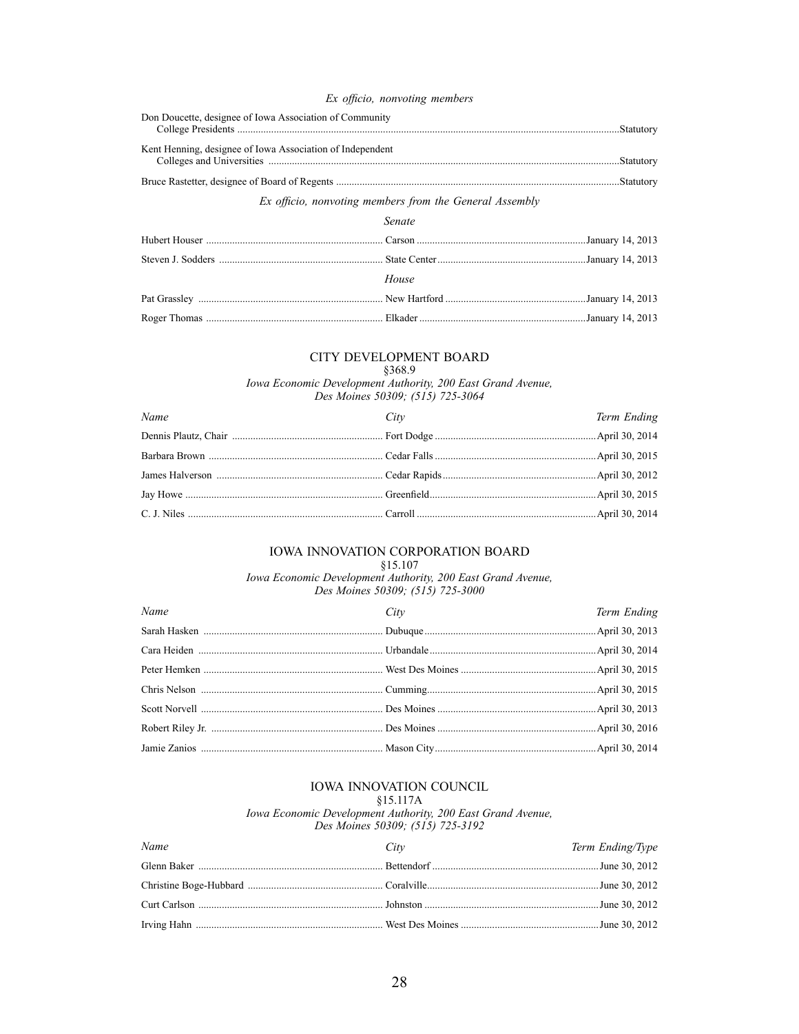*Ex officio, nonvoting members*

| | |
|---|---|
| Don Doucette, designee of Iowa Association of Community College Presidents | Statutory |
| Kent Henning, designee of Iowa Association of Independent Colleges and Universities | Statutory |
| Bruce Rastetter, designee of Board of Regents | Statutory |

*Ex officio, nonvoting members from the General Assembly*

*Senate*

| | | |
|---|---|---|
| Hubert Houser | Carson | January 14, 2013 |
| Steven J. Sodders | State Center | January 14, 2013 |

*House*

| | | |
|---|---|---|
| Pat Grassley | New Hartford | January 14, 2013 |
| Roger Thomas | Elkader | January 14, 2013 |

## CITY DEVELOPMENT BOARD

§368.9

*Iowa Economic Development Authority, 200 East Grand Avenue, Des Moines 50309; (515) 725-3064*

| *Name* | *City* | *Term Ending* |
|---|---|---|
| Dennis Plautz, Chair | Fort Dodge | April 30, 2014 |
| Barbara Brown | Cedar Falls | April 30, 2015 |
| James Halverson | Cedar Rapids | April 30, 2012 |
| Jay Howe | Greenfield | April 30, 2015 |
| C. J. Niles | Carroll | April 30, 2014 |

## IOWA INNOVATION CORPORATION BOARD

§15.107

*Iowa Economic Development Authority, 200 East Grand Avenue, Des Moines 50309; (515) 725-3000*

| *Name* | *City* | *Term Ending* |
|---|---|---|
| Sarah Hasken | Dubuque | April 30, 2013 |
| Cara Heiden | Urbandale | April 30, 2014 |
| Peter Hemken | West Des Moines | April 30, 2015 |
| Chris Nelson | Cumming | April 30, 2015 |
| Scott Norvell | Des Moines | April 30, 2013 |
| Robert Riley Jr. | Des Moines | April 30, 2016 |
| Jamie Zanios | Mason City | April 30, 2014 |

## IOWA INNOVATION COUNCIL

§15.117A

*Iowa Economic Development Authority, 200 East Grand Avenue, Des Moines 50309; (515) 725-3192*

| *Name* | *City* | *Term Ending/Type* |
|---|---|---|
| Glenn Baker | Bettendorf | June 30, 2012 |
| Christine Boge-Hubbard | Coralville | June 30, 2012 |
| Curt Carlson | Johnston | June 30, 2012 |
| Irving Hahn | West Des Moines | June 30, 2012 |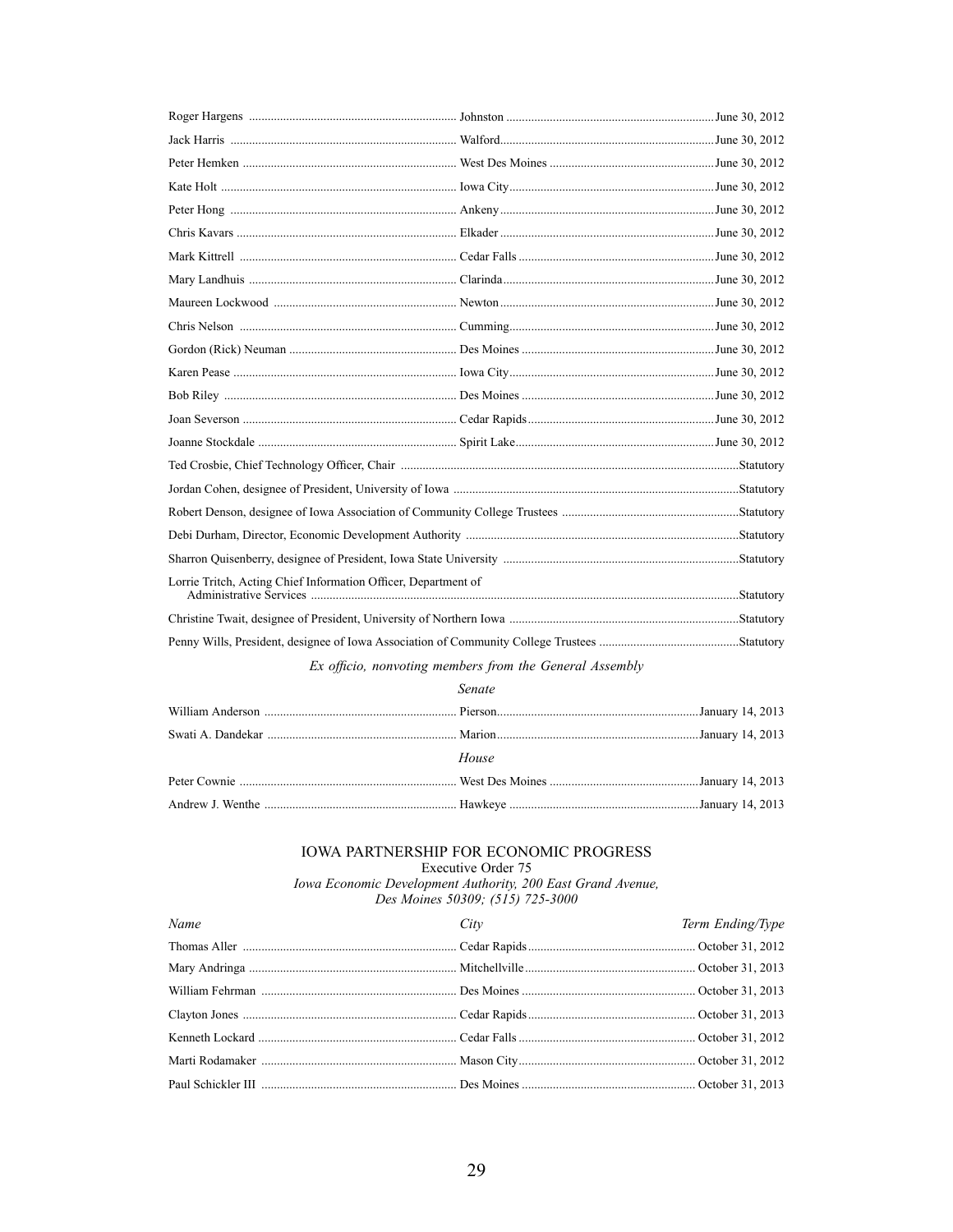| | | |
|---|---|---|
| Roger Hargens | Johnston | June 30, 2012 |
| Jack Harris | Walford | June 30, 2012 |
| Peter Hemken | West Des Moines | June 30, 2012 |
| Kate Holt | Iowa City | June 30, 2012 |
| Peter Hong | Ankeny | June 30, 2012 |
| Chris Kavars | Elkader | June 30, 2012 |
| Mark Kittrell | Cedar Falls | June 30, 2012 |
| Mary Landhuis | Clarinda | June 30, 2012 |
| Maureen Lockwood | Newton | June 30, 2012 |
| Chris Nelson | Cumming | June 30, 2012 |
| Gordon (Rick) Neuman | Des Moines | June 30, 2012 |
| Karen Pease | Iowa City | June 30, 2012 |
| Bob Riley | Des Moines | June 30, 2012 |
| Joan Severson | Cedar Rapids | June 30, 2012 |
| Joanne Stockdale | Spirit Lake | June 30, 2012 |
| Ted Crosbie, Chief Technology Officer, Chair | | Statutory |
| Jordan Cohen, designee of President, University of Iowa | | Statutory |
| Robert Denson, designee of Iowa Association of Community College Trustees | | Statutory |
| Debi Durham, Director, Economic Development Authority | | Statutory |
| Sharron Quisenberry, designee of President, Iowa State University | | Statutory |
| Lorrie Tritch, Acting Chief Information Officer, Department of Administrative Services | | Statutory |
| Christine Twait, designee of President, University of Northern Iowa | | Statutory |
| Penny Wills, President, designee of Iowa Association of Community College Trustees | | Statutory |

*Ex officio, nonvoting members from the General Assembly*

*Senate*

| | | |
|---|---|---|
| William Anderson | Pierson | January 14, 2013 |
| Swati A. Dandekar | Marion | January 14, 2013 |

*House*

| | | |
|---|---|---|
| Peter Cownie | West Des Moines | January 14, 2013 |
| Andrew J. Wenthe | Hawkeye | January 14, 2013 |

## IOWA PARTNERSHIP FOR ECONOMIC PROGRESS

Executive Order 75

*Iowa Economic Development Authority, 200 East Grand Avenue, Des Moines 50309; (515) 725-3000*

| *Name* | *City* | *Term Ending/Type* |
|---|---|---|
| Thomas Aller | Cedar Rapids | October 31, 2012 |
| Mary Andringa | Mitchellville | October 31, 2013 |
| William Fehrman | Des Moines | October 31, 2013 |
| Clayton Jones | Cedar Rapids | October 31, 2013 |
| Kenneth Lockard | Cedar Falls | October 31, 2012 |
| Marti Rodamaker | Mason City | October 31, 2012 |
| Paul Schickler III | Des Moines | October 31, 2013 |